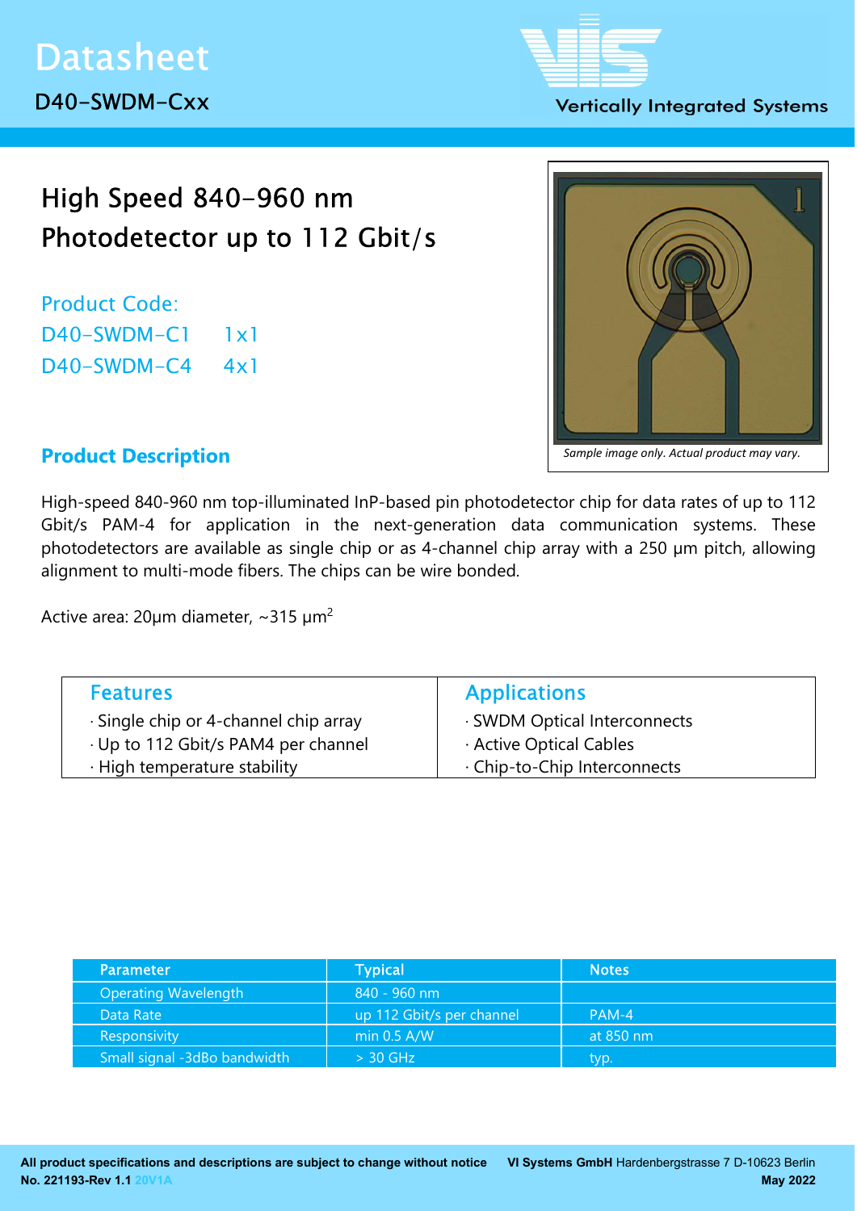# Datasheet

D40-SWDM-Cxx

Vertically Integrated Systems

## High Speed 840-960 nm Photodetector up to 112 Gbit/s

Product Code:
D40-SWDM-C1 1x1
D40-SWDM-C4 4x1

*Sample image only. Actual product may vary.*

## Product Description

High-speed 840-960 nm top-illuminated InP-based pin photodetector chip for data rates of up to 112 Gbit/s PAM-4 for application in the next-generation data communication systems. These photodetectors are available as single chip or as 4-channel chip array with a 250 µm pitch, allowing alignment to multi-mode fibers. The chips can be wire bonded.

Active area: 20µm diameter, ~315 µm$^2$

| Features | Applications |
|---|---|
| · Single chip or 4-channel chip array | · SWDM Optical Interconnects |
| · Up to 112 Gbit/s PAM4 per channel | · Active Optical Cables |
| · High temperature stability | · Chip-to-Chip Interconnects |

| Parameter | Typical | Notes |
|---|---|---|
| Operating Wavelength | 840 - 960 nm | |
| Data Rate | up 112 Gbit/s per channel | PAM-4 |
| Responsivity | min 0.5 A/W | at 850 nm |
| Small signal -3dBo bandwidth | > 30 GHz | typ. |

**All product specifications and descriptions are subject to change without notice**
**No. 221193-Rev 1.1** 20V1A

**VI Systems GmbH** Hardenbergstrasse 7 D-10623 Berlin
**May 2022**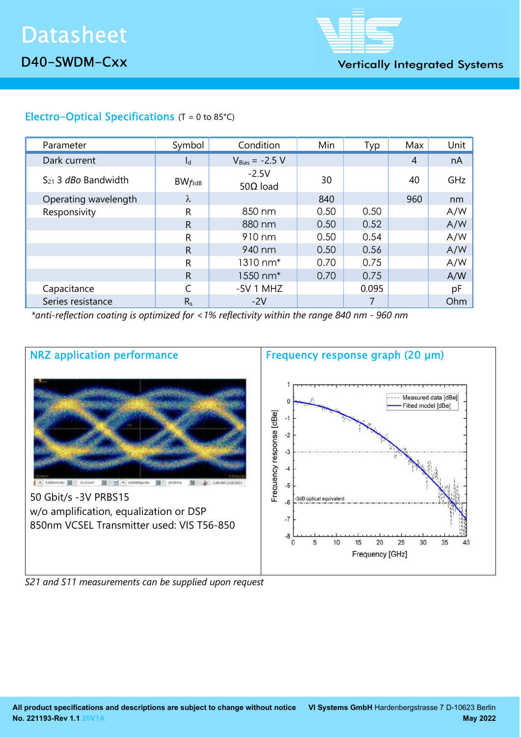## Electro-Optical Specifications (T = 0 to 85°C)

| Parameter | Symbol | Condition | Min | Typ | Max | Unit |
|---|---|---|---|---|---|---|
| Dark current | $I_d$ | $V_{Bias}$ = -2.5 V | | | 4 | nA |
| $S_{21}$ 3 *dBo* Bandwidth | $BW_{f3dB}$ | -2.5V 50Ω load | 30 | | 40 | GHz |
| Operating wavelength | λ | | 840 | | 960 | nm |
| Responsivity | R | 850 nm | 0.50 | 0.50 | | A/W |
| | R | 880 nm | 0.50 | 0.52 | | A/W |
| | R | 910 nm | 0.50 | 0.54 | | A/W |
| | R | 940 nm | 0.50 | 0.56 | | A/W |
| | R | 1310 nm* | 0.70 | 0.75 | | A/W |
| | R | 1550 nm* | 0.70 | 0.75 | | A/W |
| Capacitance | C | -5V 1 MHZ | | 0.095 | | pF |
| Series resistance | $R_s$ | -2V | | 7 | | Ohm |

*\*anti-reflection coating is optimized for <1% reflectivity within the range 840 nm - 960 nm*

### NRZ application performance

50 Gbit/s -3V PRBS15
w/o amplification, equalization or DSP
850nm VCSEL Transmitter used: VIS T56-850

### Frequency response graph (20 µm)

*S21 and S11 measurements can be supplied upon request*

**All product specifications and descriptions are subject to change without notice**
**No. 221193-Rev 1.1** 20V1A

**VI Systems GmbH** Hardenbergstrasse 7 D-10623 Berlin
**May 2022**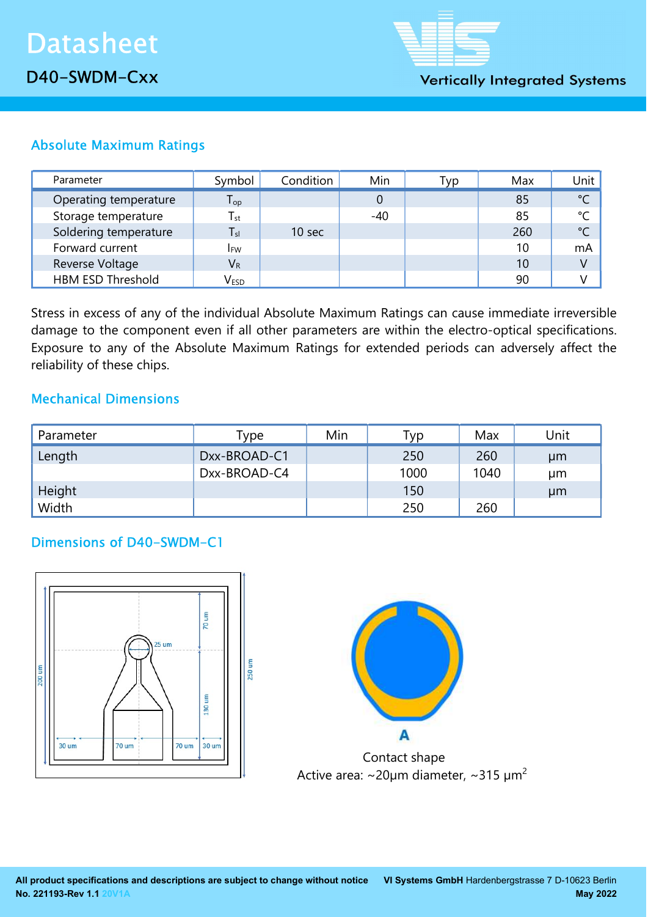## Absolute Maximum Ratings

| Parameter | Symbol | Condition | Min | Typ | Max | Unit |
|---|---|---|---|---|---|---|
| Operating temperature | $T_{op}$ | | 0 | | 85 | °C |
| Storage temperature | $T_{st}$ | | -40 | | 85 | °C |
| Soldering temperature | $T_{sl}$ | 10 sec | | | 260 | °C |
| Forward current | $I_{FW}$ | | | | 10 | mA |
| Reverse Voltage | $V_R$ | | | | 10 | V |
| HBM ESD Threshold | $V_{ESD}$ | | | | 90 | V |

Stress in excess of any of the individual Absolute Maximum Ratings can cause immediate irreversible damage to the component even if all other parameters are within the electro-optical specifications. Exposure to any of the Absolute Maximum Ratings for extended periods can adversely affect the reliability of these chips.

## Mechanical Dimensions

| Parameter | Type | Min | Typ | Max | Unit |
|---|---|---|---|---|---|
| Length | Dxx-BROAD-C1 | | 250 | 260 | µm |
| | Dxx-BROAD-C4 | | 1000 | 1040 | µm |
| Height | | | 150 | | µm |
| Width | | | 250 | 260 | |

## Dimensions of D40-SWDM-C1

Contact shape
Active area: ~20µm diameter, ~315 µm$^2$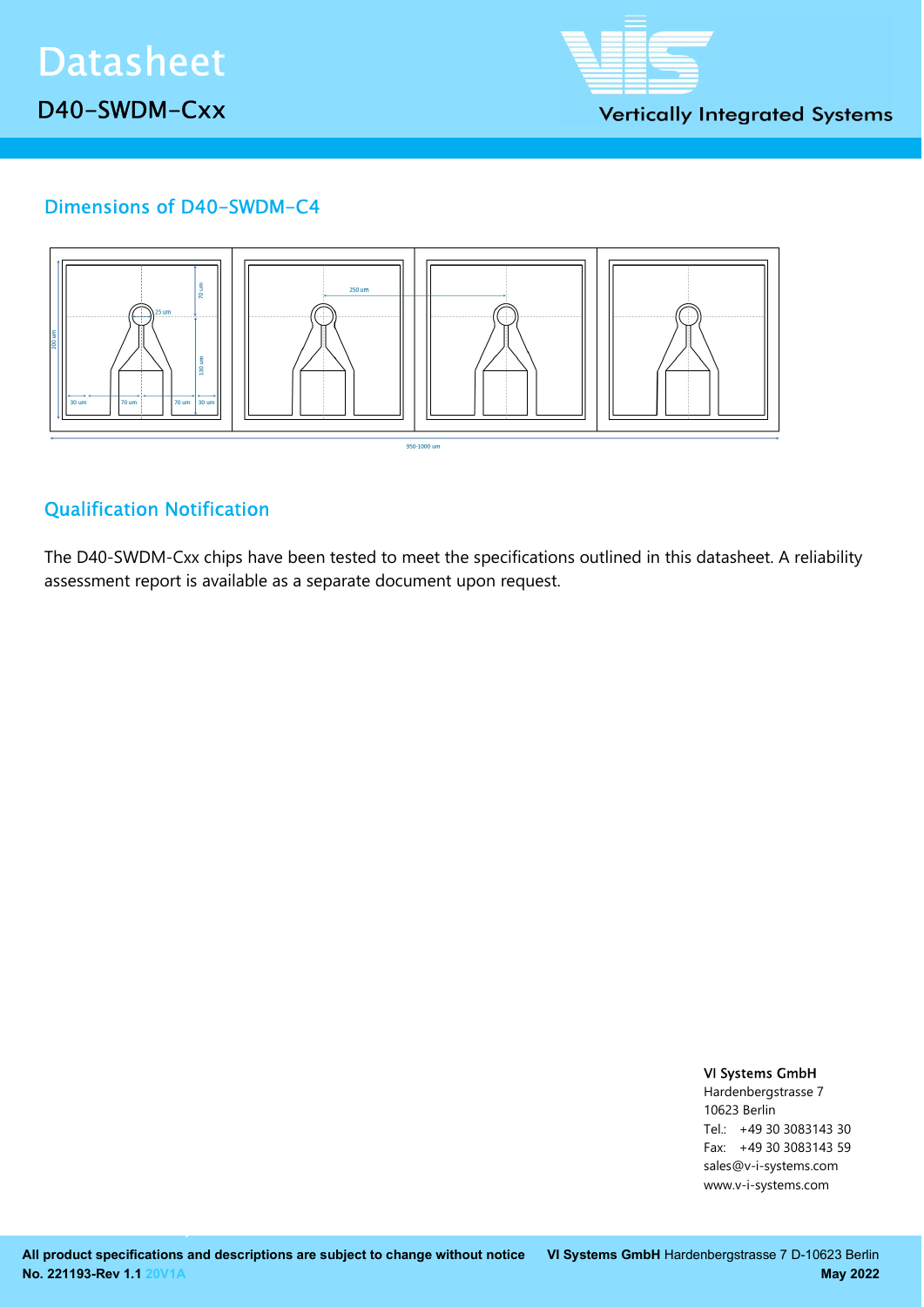## Dimensions of D40-SWDM-C4

200 um

70 um

25 um

130 um

250 um

30 um

70 um

70 um

30 um

950-1000 um

## Qualification Notification

The D40-SWDM-Cxx chips have been tested to meet the specifications outlined in this datasheet. A reliability assessment report is available as a separate document upon request.

**VI Systems GmbH**
Hardenbergstrasse 7
10623 Berlin
Tel.: +49 30 3083143 30
Fax: +49 30 3083143 59
sales@v-i-systems.com
www.v-i-systems.com